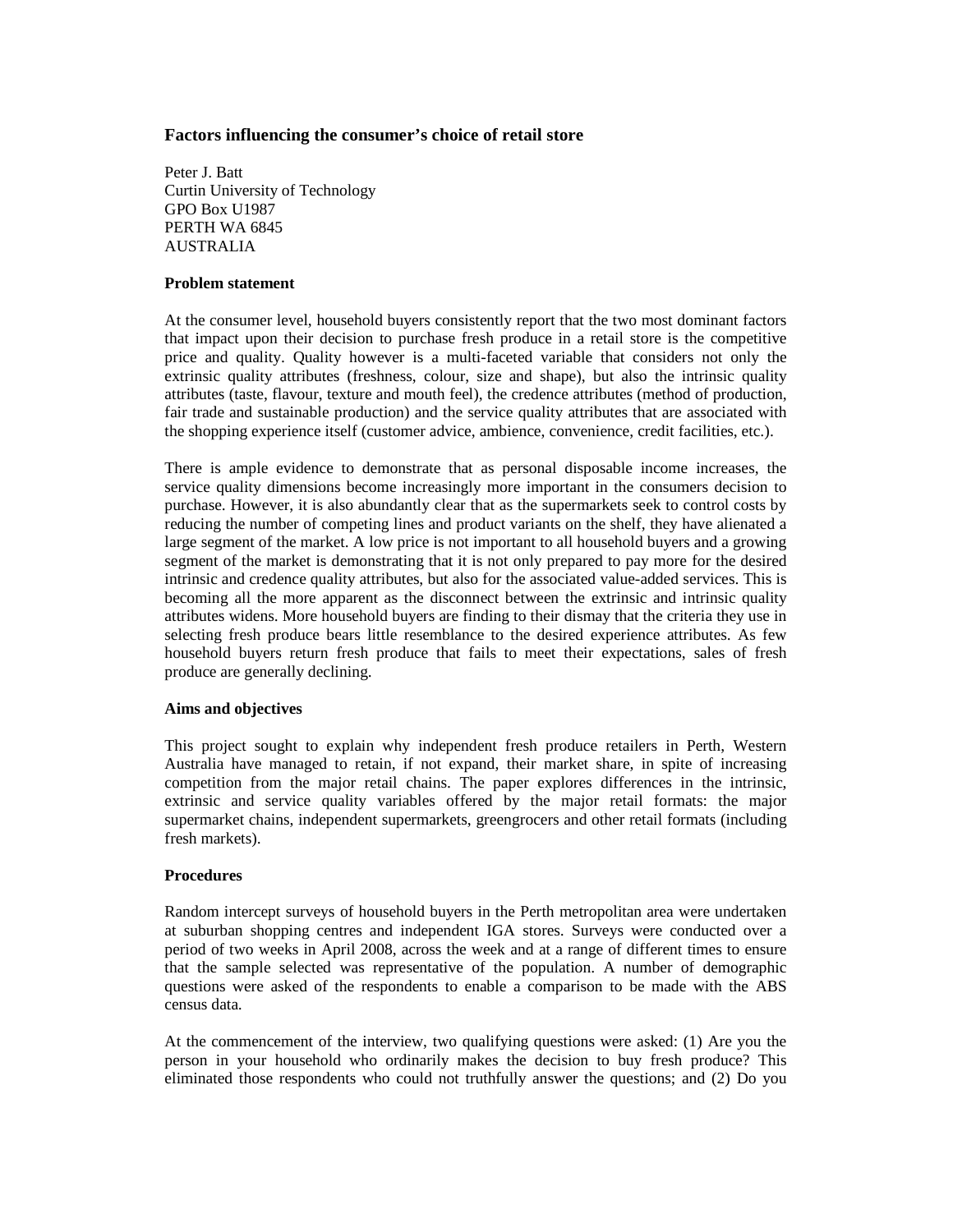# Factors influencing the consumer's choice of retail store

Peter J. Batt
Curtin University of Technology
GPO Box U1987
PERTH WA 6845
AUSTRALIA

## Problem statement

At the consumer level, household buyers consistently report that the two most dominant factors that impact upon their decision to purchase fresh produce in a retail store is the competitive price and quality. Quality however is a multi-faceted variable that considers not only the extrinsic quality attributes (freshness, colour, size and shape), but also the intrinsic quality attributes (taste, flavour, texture and mouth feel), the credence attributes (method of production, fair trade and sustainable production) and the service quality attributes that are associated with the shopping experience itself (customer advice, ambience, convenience, credit facilities, etc.).

There is ample evidence to demonstrate that as personal disposable income increases, the service quality dimensions become increasingly more important in the consumers decision to purchase. However, it is also abundantly clear that as the supermarkets seek to control costs by reducing the number of competing lines and product variants on the shelf, they have alienated a large segment of the market. A low price is not important to all household buyers and a growing segment of the market is demonstrating that it is not only prepared to pay more for the desired intrinsic and credence quality attributes, but also for the associated value-added services. This is becoming all the more apparent as the disconnect between the extrinsic and intrinsic quality attributes widens. More household buyers are finding to their dismay that the criteria they use in selecting fresh produce bears little resemblance to the desired experience attributes. As few household buyers return fresh produce that fails to meet their expectations, sales of fresh produce are generally declining.

## Aims and objectives

This project sought to explain why independent fresh produce retailers in Perth, Western Australia have managed to retain, if not expand, their market share, in spite of increasing competition from the major retail chains. The paper explores differences in the intrinsic, extrinsic and service quality variables offered by the major retail formats: the major supermarket chains, independent supermarkets, greengrocers and other retail formats (including fresh markets).

## Procedures

Random intercept surveys of household buyers in the Perth metropolitan area were undertaken at suburban shopping centres and independent IGA stores. Surveys were conducted over a period of two weeks in April 2008, across the week and at a range of different times to ensure that the sample selected was representative of the population. A number of demographic questions were asked of the respondents to enable a comparison to be made with the ABS census data.

At the commencement of the interview, two qualifying questions were asked: (1) Are you the person in your household who ordinarily makes the decision to buy fresh produce? This eliminated those respondents who could not truthfully answer the questions; and (2) Do you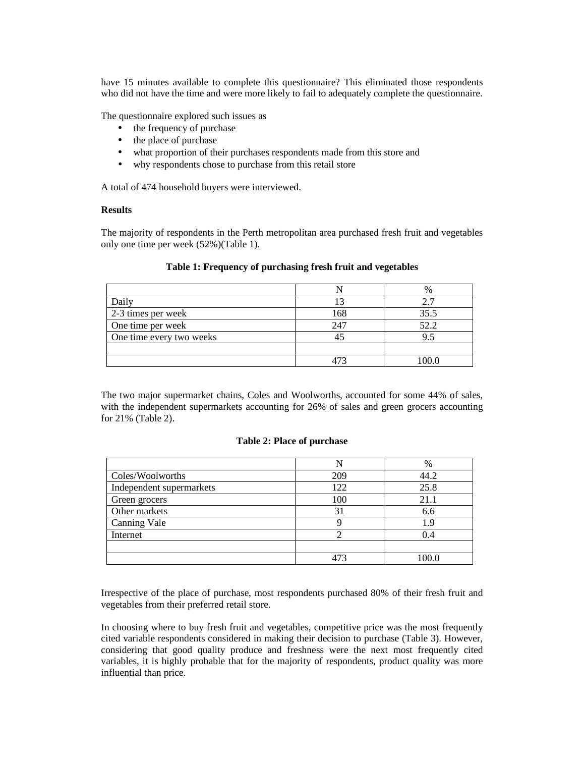have 15 minutes available to complete this questionnaire? This eliminated those respondents who did not have the time and were more likely to fail to adequately complete the questionnaire.

The questionnaire explored such issues as

- the frequency of purchase
- the place of purchase
- what proportion of their purchases respondents made from this store and
- why respondents chose to purchase from this retail store

A total of 474 household buyers were interviewed.

**Results**

The majority of respondents in the Perth metropolitan area purchased fresh fruit and vegetables only one time per week (52%)(Table 1).

**Table 1: Frequency of purchasing fresh fruit and vegetables**

| | N | % |
|---|---|---|
| Daily | 13 | 2.7 |
| 2-3 times per week | 168 | 35.5 |
| One time per week | 247 | 52.2 |
| One time every two weeks | 45 | 9.5 |
| | | |
| | 473 | 100.0 |

The two major supermarket chains, Coles and Woolworths, accounted for some 44% of sales, with the independent supermarkets accounting for 26% of sales and green grocers accounting for 21% (Table 2).

**Table 2: Place of purchase**

| | N | % |
|---|---|---|
| Coles/Woolworths | 209 | 44.2 |
| Independent supermarkets | 122 | 25.8 |
| Green grocers | 100 | 21.1 |
| Other markets | 31 | 6.6 |
| Canning Vale | 9 | 1.9 |
| Internet | 2 | 0.4 |
| | | |
| | 473 | 100.0 |

Irrespective of the place of purchase, most respondents purchased 80% of their fresh fruit and vegetables from their preferred retail store.

In choosing where to buy fresh fruit and vegetables, competitive price was the most frequently cited variable respondents considered in making their decision to purchase (Table 3). However, considering that good quality produce and freshness were the next most frequently cited variables, it is highly probable that for the majority of respondents, product quality was more influential than price.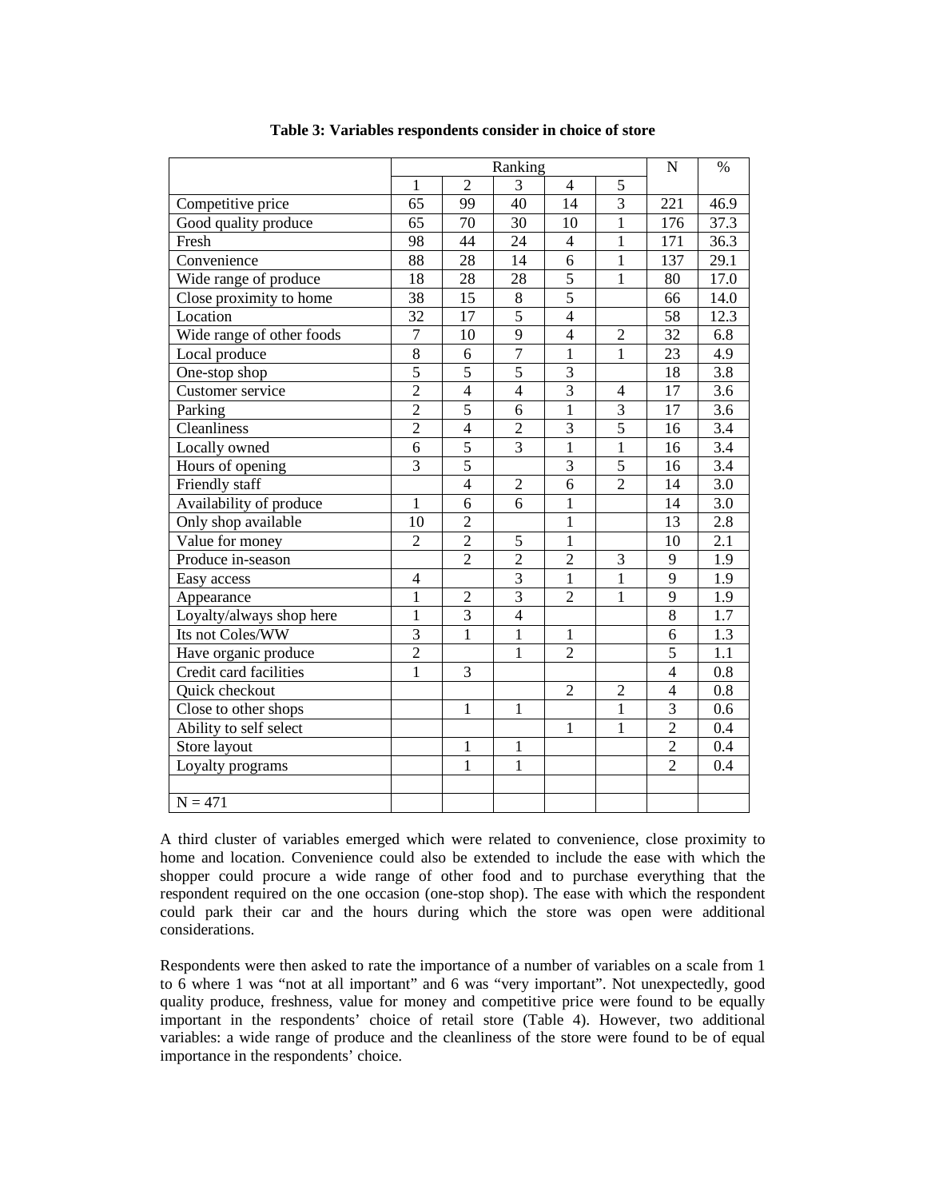**Table 3: Variables respondents consider in choice of store**

| | Ranking | | | | | N | % |
|---|---|---|---|---|---|---|---|
| | 1 | 2 | 3 | 4 | 5 | | |
| Competitive price | 65 | 99 | 40 | 14 | 3 | 221 | 46.9 |
| Good quality produce | 65 | 70 | 30 | 10 | 1 | 176 | 37.3 |
| Fresh | 98 | 44 | 24 | 4 | 1 | 171 | 36.3 |
| Convenience | 88 | 28 | 14 | 6 | 1 | 137 | 29.1 |
| Wide range of produce | 18 | 28 | 28 | 5 | 1 | 80 | 17.0 |
| Close proximity to home | 38 | 15 | 8 | 5 | | 66 | 14.0 |
| Location | 32 | 17 | 5 | 4 | | 58 | 12.3 |
| Wide range of other foods | 7 | 10 | 9 | 4 | 2 | 32 | 6.8 |
| Local produce | 8 | 6 | 7 | 1 | 1 | 23 | 4.9 |
| One-stop shop | 5 | 5 | 5 | 3 | | 18 | 3.8 |
| Customer service | 2 | 4 | 4 | 3 | 4 | 17 | 3.6 |
| Parking | 2 | 5 | 6 | 1 | 3 | 17 | 3.6 |
| Cleanliness | 2 | 4 | 2 | 3 | 5 | 16 | 3.4 |
| Locally owned | 6 | 5 | 3 | 1 | 1 | 16 | 3.4 |
| Hours of opening | 3 | 5 | | 3 | 5 | 16 | 3.4 |
| Friendly staff | | 4 | 2 | 6 | 2 | 14 | 3.0 |
| Availability of produce | 1 | 6 | 6 | 1 | | 14 | 3.0 |
| Only shop available | 10 | 2 | | 1 | | 13 | 2.8 |
| Value for money | 2 | 2 | 5 | 1 | | 10 | 2.1 |
| Produce in-season | | 2 | 2 | 2 | 3 | 9 | 1.9 |
| Easy access | 4 | | 3 | 1 | 1 | 9 | 1.9 |
| Appearance | 1 | 2 | 3 | 2 | 1 | 9 | 1.9 |
| Loyalty/always shop here | 1 | 3 | 4 | | | 8 | 1.7 |
| Its not Coles/WW | 3 | 1 | 1 | 1 | | 6 | 1.3 |
| Have organic produce | 2 | | 1 | 2 | | 5 | 1.1 |
| Credit card facilities | 1 | 3 | | | | 4 | 0.8 |
| Quick checkout | | | | 2 | 2 | 4 | 0.8 |
| Close to other shops | | 1 | 1 | | 1 | 3 | 0.6 |
| Ability to self select | | | | 1 | 1 | 2 | 0.4 |
| Store layout | | 1 | 1 | | | 2 | 0.4 |
| Loyalty programs | | 1 | 1 | | | 2 | 0.4 |
| | | | | | | | |
| N = 471 | | | | | | | |

A third cluster of variables emerged which were related to convenience, close proximity to home and location. Convenience could also be extended to include the ease with which the shopper could procure a wide range of other food and to purchase everything that the respondent required on the one occasion (one-stop shop). The ease with which the respondent could park their car and the hours during which the store was open were additional considerations.

Respondents were then asked to rate the importance of a number of variables on a scale from 1 to 6 where 1 was "not at all important" and 6 was "very important". Not unexpectedly, good quality produce, freshness, value for money and competitive price were found to be equally important in the respondents' choice of retail store (Table 4). However, two additional variables: a wide range of produce and the cleanliness of the store were found to be of equal importance in the respondents' choice.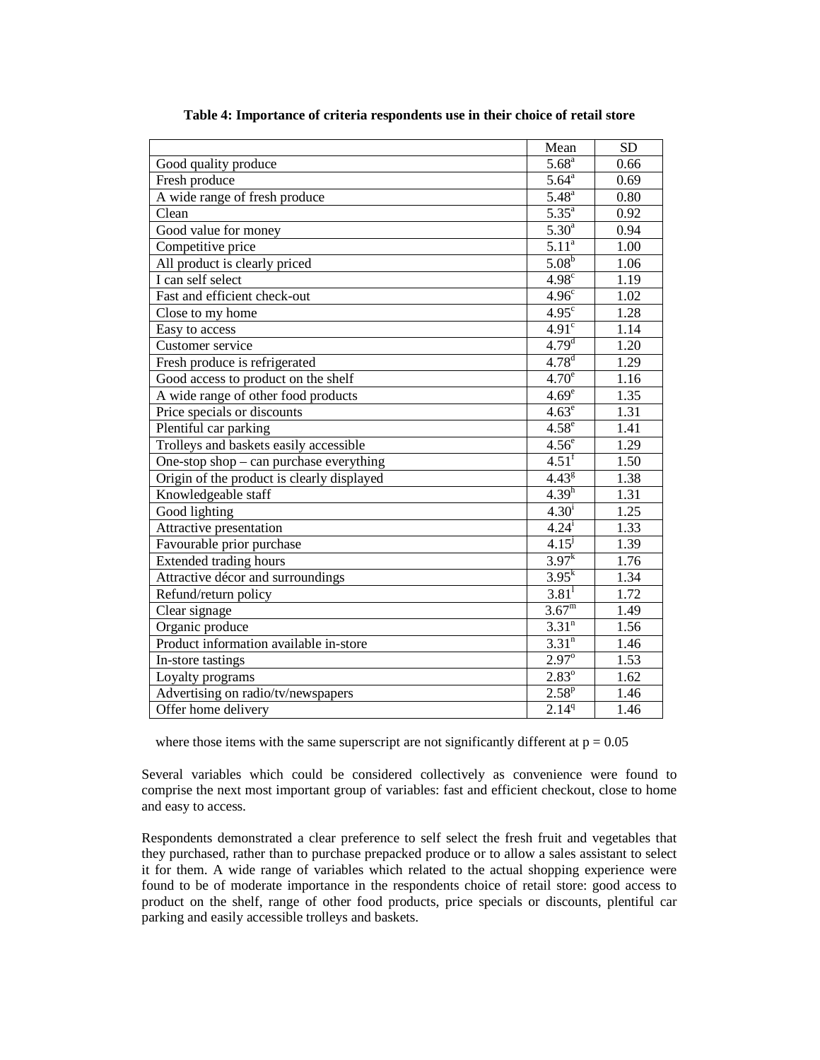**Table 4: Importance of criteria respondents use in their choice of retail store**

| | Mean | SD |
|---|---|---|
| Good quality produce | 5.68[a] | 0.66 |
| Fresh produce | 5.64[a] | 0.69 |
| A wide range of fresh produce | 5.48[a] | 0.80 |
| Clean | 5.35[a] | 0.92 |
| Good value for money | 5.30[a] | 0.94 |
| Competitive price | 5.11[a] | 1.00 |
| All product is clearly priced | 5.08[b] | 1.06 |
| I can self select | 4.98[c] | 1.19 |
| Fast and efficient check-out | 4.96[c] | 1.02 |
| Close to my home | 4.95[c] | 1.28 |
| Easy to access | 4.91[c] | 1.14 |
| Customer service | 4.79[d] | 1.20 |
| Fresh produce is refrigerated | 4.78[d] | 1.29 |
| Good access to product on the shelf | 4.70[e] | 1.16 |
| A wide range of other food products | 4.69[e] | 1.35 |
| Price specials or discounts | 4.63[e] | 1.31 |
| Plentiful car parking | 4.58[e] | 1.41 |
| Trolleys and baskets easily accessible | 4.56[e] | 1.29 |
| One-stop shop – can purchase everything | 4.51[f] | 1.50 |
| Origin of the product is clearly displayed | 4.43[g] | 1.38 |
| Knowledgeable staff | 4.39[h] | 1.31 |
| Good lighting | 4.30[i] | 1.25 |
| Attractive presentation | 4.24[i] | 1.33 |
| Favourable prior purchase | 4.15[j] | 1.39 |
| Extended trading hours | 3.97[k] | 1.76 |
| Attractive décor and surroundings | 3.95[k] | 1.34 |
| Refund/return policy | 3.81[l] | 1.72 |
| Clear signage | 3.67[m] | 1.49 |
| Organic produce | 3.31[n] | 1.56 |
| Product information available in-store | 3.31[n] | 1.46 |
| In-store tastings | 2.97[o] | 1.53 |
| Loyalty programs | 2.83[o] | 1.62 |
| Advertising on radio/tv/newspapers | 2.58[p] | 1.46 |
| Offer home delivery | 2.14[q] | 1.46 |

where those items with the same superscript are not significantly different at $p = 0.05$

Several variables which could be considered collectively as convenience were found to comprise the next most important group of variables: fast and efficient checkout, close to home and easy to access.

Respondents demonstrated a clear preference to self select the fresh fruit and vegetables that they purchased, rather than to purchase prepacked produce or to allow a sales assistant to select it for them. A wide range of variables which related to the actual shopping experience were found to be of moderate importance in the respondents choice of retail store: good access to product on the shelf, range of other food products, price specials or discounts, plentiful car parking and easily accessible trolleys and baskets.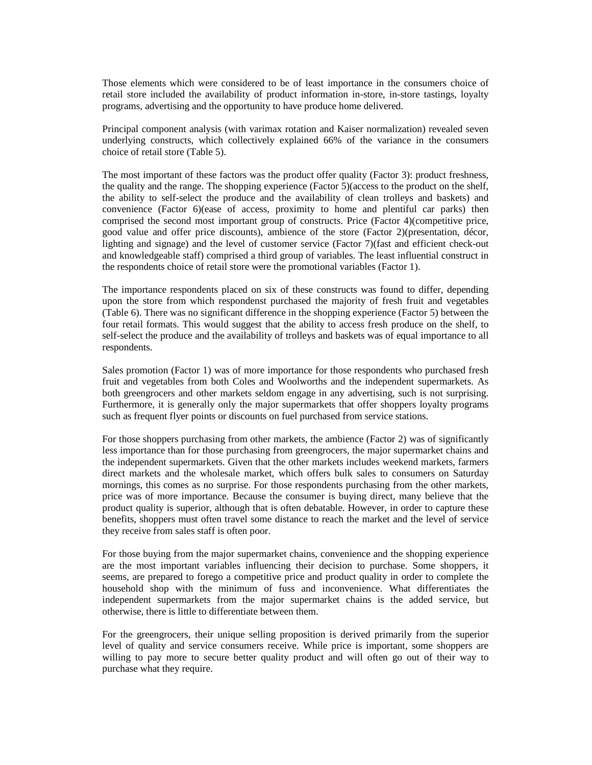Those elements which were considered to be of least importance in the consumers choice of retail store included the availability of product information in-store, in-store tastings, loyalty programs, advertising and the opportunity to have produce home delivered.

Principal component analysis (with varimax rotation and Kaiser normalization) revealed seven underlying constructs, which collectively explained 66% of the variance in the consumers choice of retail store (Table 5).

The most important of these factors was the product offer quality (Factor 3): product freshness, the quality and the range. The shopping experience (Factor 5)(access to the product on the shelf, the ability to self-select the produce and the availability of clean trolleys and baskets) and convenience (Factor 6)(ease of access, proximity to home and plentiful car parks) then comprised the second most important group of constructs. Price (Factor 4)(competitive price, good value and offer price discounts), ambience of the store (Factor 2)(presentation, décor, lighting and signage) and the level of customer service (Factor 7)(fast and efficient check-out and knowledgeable staff) comprised a third group of variables. The least influential construct in the respondents choice of retail store were the promotional variables (Factor 1).

The importance respondents placed on six of these constructs was found to differ, depending upon the store from which respondenst purchased the majority of fresh fruit and vegetables (Table 6). There was no significant difference in the shopping experience (Factor 5) between the four retail formats. This would suggest that the ability to access fresh produce on the shelf, to self-select the produce and the availability of trolleys and baskets was of equal importance to all respondents.

Sales promotion (Factor 1) was of more importance for those respondents who purchased fresh fruit and vegetables from both Coles and Woolworths and the independent supermarkets. As both greengrocers and other markets seldom engage in any advertising, such is not surprising. Furthermore, it is generally only the major supermarkets that offer shoppers loyalty programs such as frequent flyer points or discounts on fuel purchased from service stations.

For those shoppers purchasing from other markets, the ambience (Factor 2) was of significantly less importance than for those purchasing from greengrocers, the major supermarket chains and the independent supermarkets. Given that the other markets includes weekend markets, farmers direct markets and the wholesale market, which offers bulk sales to consumers on Saturday mornings, this comes as no surprise. For those respondents purchasing from the other markets, price was of more importance. Because the consumer is buying direct, many believe that the product quality is superior, although that is often debatable. However, in order to capture these benefits, shoppers must often travel some distance to reach the market and the level of service they receive from sales staff is often poor.

For those buying from the major supermarket chains, convenience and the shopping experience are the most important variables influencing their decision to purchase. Some shoppers, it seems, are prepared to forego a competitive price and product quality in order to complete the household shop with the minimum of fuss and inconvenience. What differentiates the independent supermarkets from the major supermarket chains is the added service, but otherwise, there is little to differentiate between them.

For the greengrocers, their unique selling proposition is derived primarily from the superior level of quality and service consumers receive. While price is important, some shoppers are willing to pay more to secure better quality product and will often go out of their way to purchase what they require.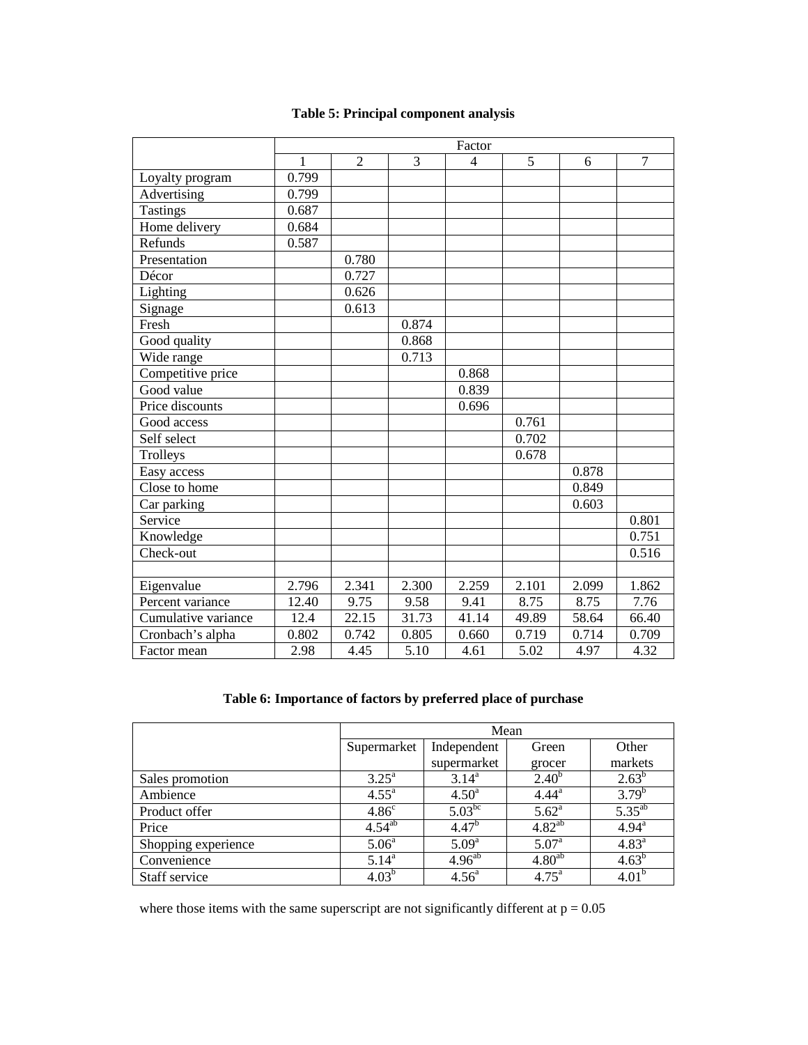**Table 5: Principal component analysis**

| | Factor | | | | | | |
|---|---|---|---|---|---|---|---|
| | 1 | 2 | 3 | 4 | 5 | 6 | 7 |
| Loyalty program | 0.799 | | | | | | |
| Advertising | 0.799 | | | | | | |
| Tastings | 0.687 | | | | | | |
| Home delivery | 0.684 | | | | | | |
| Refunds | 0.587 | | | | | | |
| Presentation | | 0.780 | | | | | |
| Décor | | 0.727 | | | | | |
| Lighting | | 0.626 | | | | | |
| Signage | | 0.613 | | | | | |
| Fresh | | | 0.874 | | | | |
| Good quality | | | 0.868 | | | | |
| Wide range | | | 0.713 | | | | |
| Competitive price | | | | 0.868 | | | |
| Good value | | | | 0.839 | | | |
| Price discounts | | | | 0.696 | | | |
| Good access | | | | | 0.761 | | |
| Self select | | | | | 0.702 | | |
| Trolleys | | | | | 0.678 | | |
| Easy access | | | | | | 0.878 | |
| Close to home | | | | | | 0.849 | |
| Car parking | | | | | | 0.603 | |
| Service | | | | | | | 0.801 |
| Knowledge | | | | | | | 0.751 |
| Check-out | | | | | | | 0.516 |
| | | | | | | | |
| Eigenvalue | 2.796 | 2.341 | 2.300 | 2.259 | 2.101 | 2.099 | 1.862 |
| Percent variance | 12.40 | 9.75 | 9.58 | 9.41 | 8.75 | 8.75 | 7.76 |
| Cumulative variance | 12.4 | 22.15 | 31.73 | 41.14 | 49.89 | 58.64 | 66.40 |
| Cronbach's alpha | 0.802 | 0.742 | 0.805 | 0.660 | 0.719 | 0.714 | 0.709 |
| Factor mean | 2.98 | 4.45 | 5.10 | 4.61 | 5.02 | 4.97 | 4.32 |

**Table 6: Importance of factors by preferred place of purchase**

| | Mean | | | |
|---|---|---|---|---|
| | Supermarket | Independent supermarket | Green grocer | Other markets |
| Sales promotion | $3.25^{a}$ | $3.14^{a}$ | $2.40^{b}$ | $2.63^{b}$ |
| Ambience | $4.55^{a}$ | $4.50^{a}$ | $4.44^{a}$ | $3.79^{b}$ |
| Product offer | $4.86^{c}$ | $5.03^{bc}$ | $5.62^{a}$ | $5.35^{ab}$ |
| Price | $4.54^{ab}$ | $4.47^{b}$ | $4.82^{ab}$ | $4.94^{a}$ |
| Shopping experience | $5.06^{a}$ | $5.09^{a}$ | $5.07^{a}$ | $4.83^{a}$ |
| Convenience | $5.14^{a}$ | $4.96^{ab}$ | $4.80^{ab}$ | $4.63^{b}$ |
| Staff service | $4.03^{b}$ | $4.56^{a}$ | $4.75^{a}$ | $4.01^{b}$ |

where those items with the same superscript are not significantly different at $p = 0.05$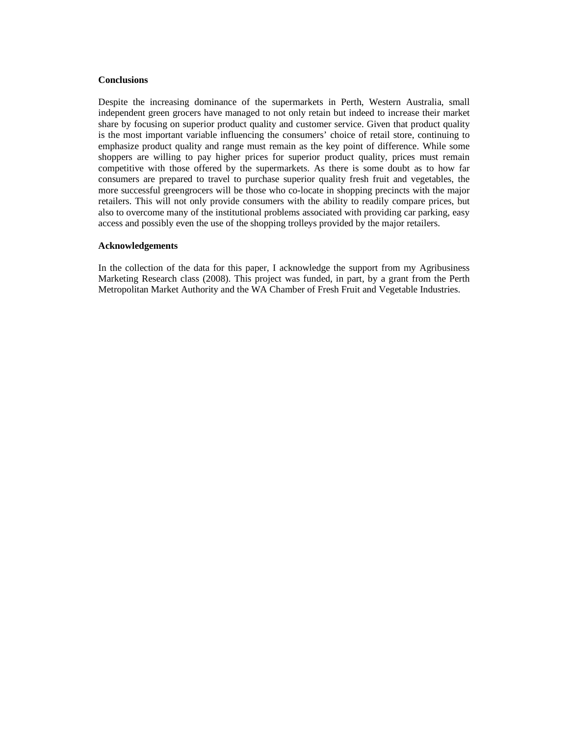## Conclusions

Despite the increasing dominance of the supermarkets in Perth, Western Australia, small independent green grocers have managed to not only retain but indeed to increase their market share by focusing on superior product quality and customer service. Given that product quality is the most important variable influencing the consumers' choice of retail store, continuing to emphasize product quality and range must remain as the key point of difference. While some shoppers are willing to pay higher prices for superior product quality, prices must remain competitive with those offered by the supermarkets. As there is some doubt as to how far consumers are prepared to travel to purchase superior quality fresh fruit and vegetables, the more successful greengrocers will be those who co-locate in shopping precincts with the major retailers. This will not only provide consumers with the ability to readily compare prices, but also to overcome many of the institutional problems associated with providing car parking, easy access and possibly even the use of the shopping trolleys provided by the major retailers.

## Acknowledgements

In the collection of the data for this paper, I acknowledge the support from my Agribusiness Marketing Research class (2008). This project was funded, in part, by a grant from the Perth Metropolitan Market Authority and the WA Chamber of Fresh Fruit and Vegetable Industries.